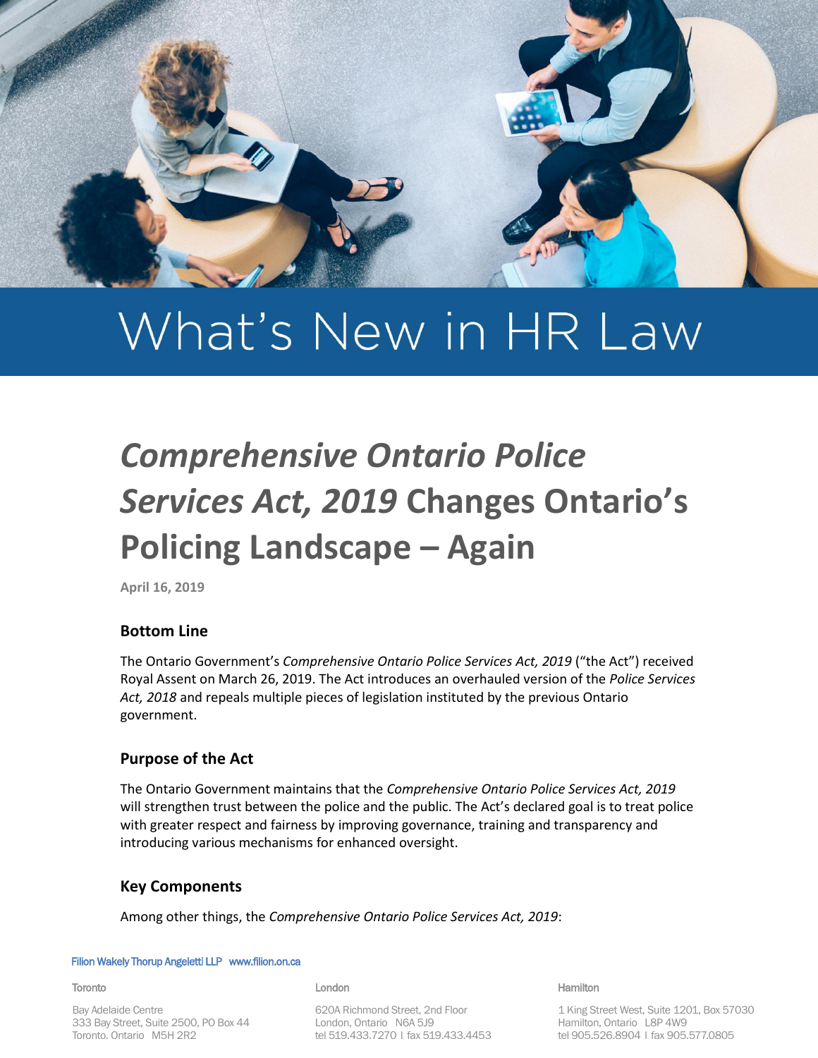# What's New in HR Law

## *Comprehensive Ontario Police Services Act, 2019* Changes Ontario's Policing Landscape – Again

April 16, 2019

### Bottom Line

The Ontario Government's *Comprehensive Ontario Police Services Act, 2019* ("the Act") received Royal Assent on March 26, 2019. The Act introduces an overhauled version of the *Police Services Act, 2018* and repeals multiple pieces of legislation instituted by the previous Ontario government.

### Purpose of the Act

The Ontario Government maintains that the *Comprehensive Ontario Police Services Act, 2019* will strengthen trust between the police and the public. The Act's declared goal is to treat police with greater respect and fairness by improving governance, training and transparency and introducing various mechanisms for enhanced oversight.

### Key Components

Among other things, the *Comprehensive Ontario Police Services Act, 2019*:

Filion Wakely Thorup Angeletti LLP www.filion.on.ca

Toronto
Bay Adelaide Centre
333 Bay Street, Suite 2500, PO Box 44
Toronto. Ontario M5H 2R2

London
620A Richmond Street, 2nd Floor
London, Ontario N6A 5J9
tel 519.433.7270 | fax 519.433.4453

Hamilton
1 King Street West, Suite 1201, Box 57030
Hamilton, Ontario L8P 4W9
tel 905.526.8904 | fax 905.577.0805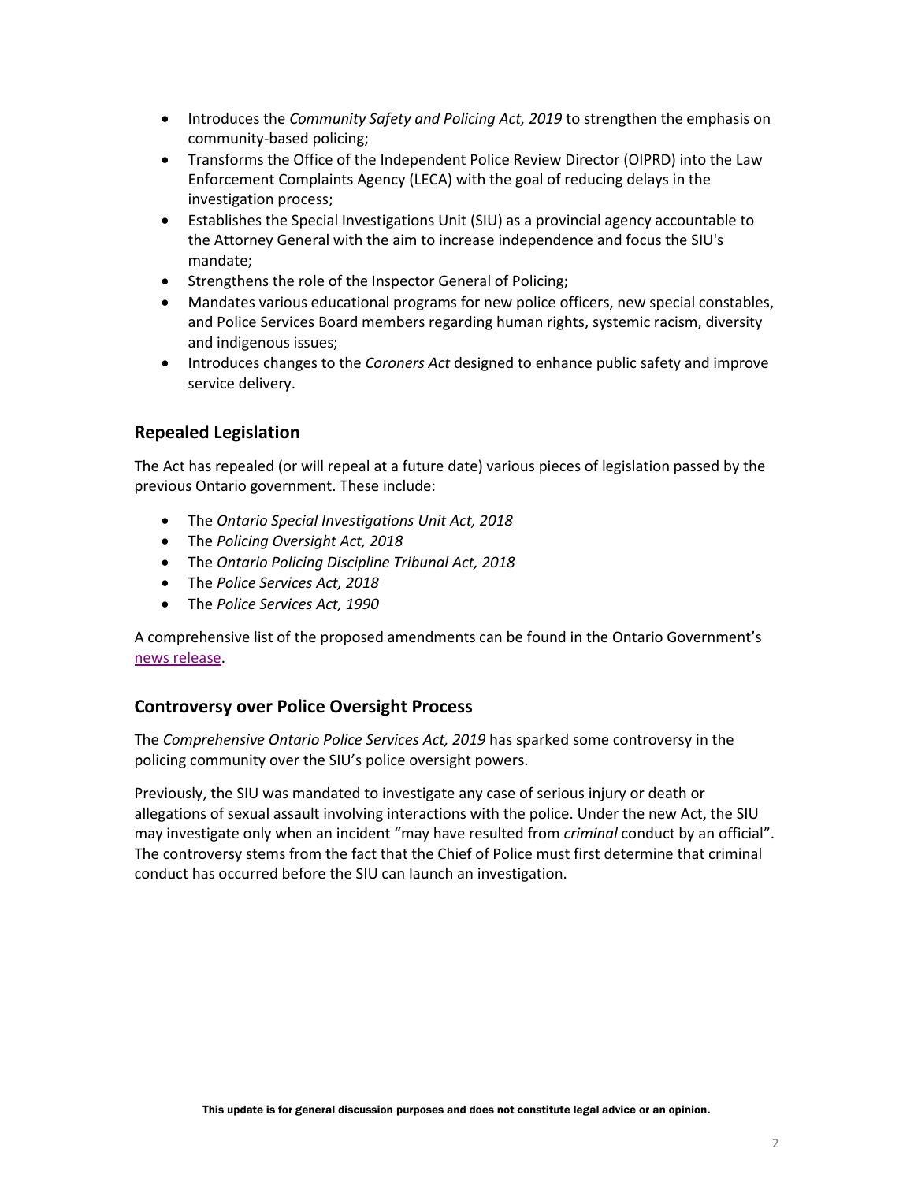- Introduces the *Community Safety and Policing Act, 2019* to strengthen the emphasis on community-based policing;
- Transforms the Office of the Independent Police Review Director (OIPRD) into the Law Enforcement Complaints Agency (LECA) with the goal of reducing delays in the investigation process;
- Establishes the Special Investigations Unit (SIU) as a provincial agency accountable to the Attorney General with the aim to increase independence and focus the SIU's mandate;
- Strengthens the role of the Inspector General of Policing;
- Mandates various educational programs for new police officers, new special constables, and Police Services Board members regarding human rights, systemic racism, diversity and indigenous issues;
- Introduces changes to the *Coroners Act* designed to enhance public safety and improve service delivery.

## Repealed Legislation

The Act has repealed (or will repeal at a future date) various pieces of legislation passed by the previous Ontario government. These include:

- The *Ontario Special Investigations Unit Act, 2018*
- The *Policing Oversight Act, 2018*
- The *Ontario Policing Discipline Tribunal Act, 2018*
- The *Police Services Act, 2018*
- The *Police Services Act, 1990*

A comprehensive list of the proposed amendments can be found in the Ontario Government's news release.

## Controversy over Police Oversight Process

The *Comprehensive Ontario Police Services Act, 2019* has sparked some controversy in the policing community over the SIU's police oversight powers.

Previously, the SIU was mandated to investigate any case of serious injury or death or allegations of sexual assault involving interactions with the police. Under the new Act, the SIU may investigate only when an incident "may have resulted from *criminal* conduct by an official". The controversy stems from the fact that the Chief of Police must first determine that criminal conduct has occurred before the SIU can launch an investigation.

**This update is for general discussion purposes and does not constitute legal advice or an opinion.**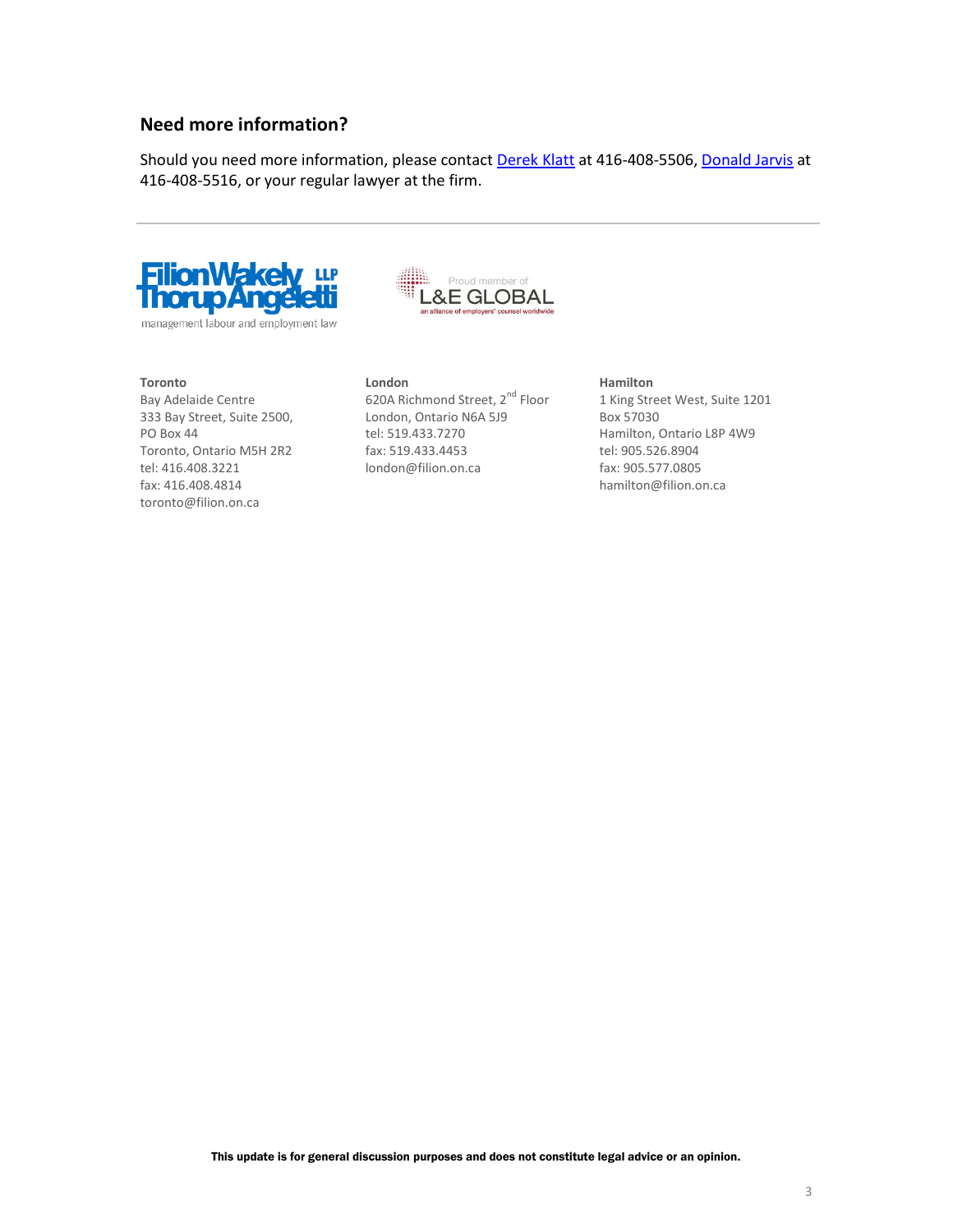## Need more information?

Should you need more information, please contact [Derek Klatt] at 416-408-5506, [Donald Jarvis] at 416-408-5516, or your regular lawyer at the firm.

---

FilionWakely ThorupAngeletti LLP
management labour and employment law

Proud member of L&E GLOBAL
an alliance of employers' counsel worldwide

**Toronto**
Bay Adelaide Centre
333 Bay Street, Suite 2500,
PO Box 44
Toronto, Ontario M5H 2R2
tel: 416.408.3221
fax: 416.408.4814
toronto@filion.on.ca

**London**
620A Richmond Street, 2nd Floor
London, Ontario N6A 5J9
tel: 519.433.7270
fax: 519.433.4453
london@filion.on.ca

**Hamilton**
1 King Street West, Suite 1201
Box 57030
Hamilton, Ontario L8P 4W9
tel: 905.526.8904
fax: 905.577.0805
hamilton@filion.on.ca

**This update is for general discussion purposes and does not constitute legal advice or an opinion.**